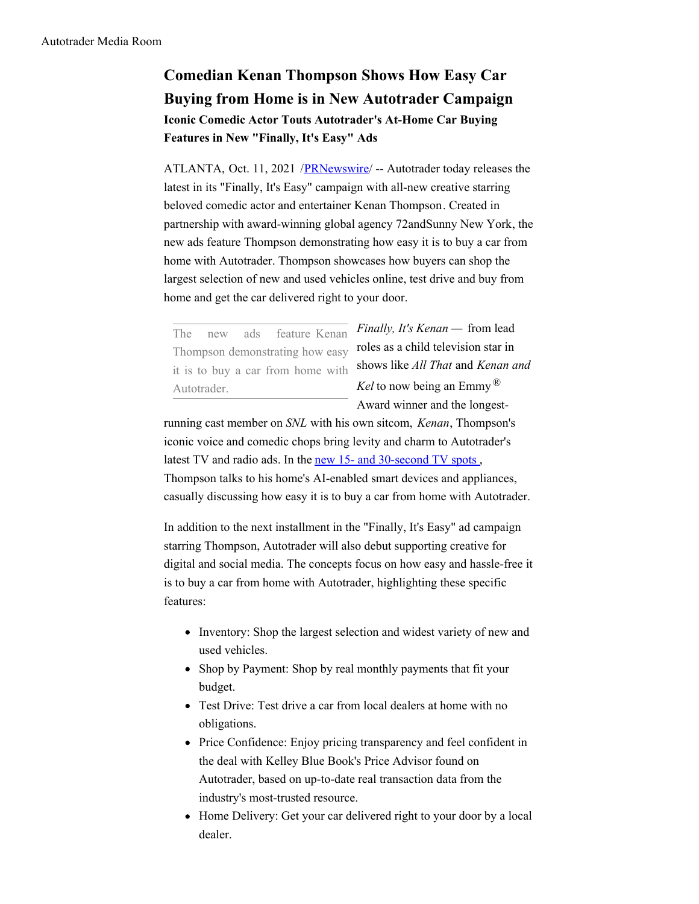Autotrader Media Room

# Comedian Kenan Thompson Shows How Easy Car Buying from Home is in New Autotrader Campaign

**Iconic Comedic Actor Touts Autotrader's At-Home Car Buying Features in New "Finally, It's Easy" Ads**

ATLANTA, Oct. 11, 2021 /PRNewswire/ -- Autotrader today releases the latest in its "Finally, It's Easy" campaign with all-new creative starring beloved comedic actor and entertainer Kenan Thompson. Created in partnership with award-winning global agency 72andSunny New York, the new ads feature Thompson demonstrating how easy it is to buy a car from home with Autotrader. Thompson showcases how buyers can shop the largest selection of new and used vehicles online, test drive and buy from home and get the car delivered right to your door.

> The new ads feature Kenan Thompson demonstrating how easy it is to buy a car from home with Autotrader.

*Finally, It's Kenan* — from lead roles as a child television star in shows like *All That* and *Kenan and Kel* to now being an Emmy® Award winner and the longest-running cast member on *SNL* with his own sitcom, *Kenan*, Thompson's iconic voice and comedic chops bring levity and charm to Autotrader's latest TV and radio ads. In the new 15- and 30-second TV spots, Thompson talks to his home's AI-enabled smart devices and appliances, casually discussing how easy it is to buy a car from home with Autotrader.

In addition to the next installment in the "Finally, It's Easy" ad campaign starring Thompson, Autotrader will also debut supporting creative for digital and social media. The concepts focus on how easy and hassle-free it is to buy a car from home with Autotrader, highlighting these specific features:

- Inventory: Shop the largest selection and widest variety of new and used vehicles.
- Shop by Payment: Shop by real monthly payments that fit your budget.
- Test Drive: Test drive a car from local dealers at home with no obligations.
- Price Confidence: Enjoy pricing transparency and feel confident in the deal with Kelley Blue Book's Price Advisor found on Autotrader, based on up-to-date real transaction data from the industry's most-trusted resource.
- Home Delivery: Get your car delivered right to your door by a local dealer.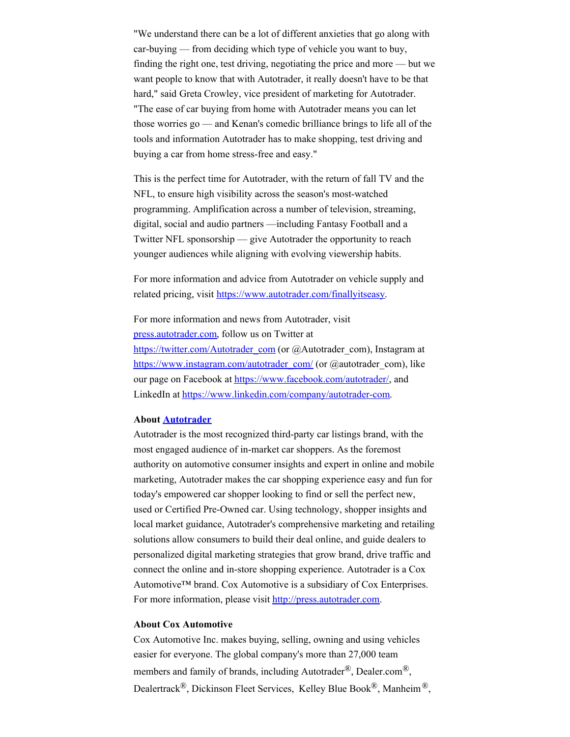"We understand there can be a lot of different anxieties that go along with car-buying — from deciding which type of vehicle you want to buy, finding the right one, test driving, negotiating the price and more — but we want people to know that with Autotrader, it really doesn't have to be that hard," said Greta Crowley, vice president of marketing for Autotrader. "The ease of car buying from home with Autotrader means you can let those worries go — and Kenan's comedic brilliance brings to life all of the tools and information Autotrader has to make shopping, test driving and buying a car from home stress-free and easy."

This is the perfect time for Autotrader, with the return of fall TV and the NFL, to ensure high visibility across the season's most-watched programming. Amplification across a number of television, streaming, digital, social and audio partners —including Fantasy Football and a Twitter NFL sponsorship — give Autotrader the opportunity to reach younger audiences while aligning with evolving viewership habits.

For more information and advice from Autotrader on vehicle supply and related pricing, visit [https://www.autotrader.com/finallyitseasy](https://www.autotrader.com/finallyitseasy).

For more information and news from Autotrader, visit [press.autotrader.com](press.autotrader.com), follow us on Twitter at [https://twitter.com/Autotrader_com](https://twitter.com/Autotrader_com) (or @Autotrader_com), Instagram at [https://www.instagram.com/autotrader_com/](https://www.instagram.com/autotrader_com/) (or @autotrader_com), like our page on Facebook at [https://www.facebook.com/autotrader/](https://www.facebook.com/autotrader/), and LinkedIn at [https://www.linkedin.com/company/autotrader-com](https://www.linkedin.com/company/autotrader-com).

**About [Autotrader]()**

Autotrader is the most recognized third-party car listings brand, with the most engaged audience of in-market car shoppers. As the foremost authority on automotive consumer insights and expert in online and mobile marketing, Autotrader makes the car shopping experience easy and fun for today's empowered car shopper looking to find or sell the perfect new, used or Certified Pre-Owned car. Using technology, shopper insights and local market guidance, Autotrader's comprehensive marketing and retailing solutions allow consumers to build their deal online, and guide dealers to personalized digital marketing strategies that grow brand, drive traffic and connect the online and in-store shopping experience. Autotrader is a Cox Automotive™ brand. Cox Automotive is a subsidiary of Cox Enterprises. For more information, please visit [http://press.autotrader.com](http://press.autotrader.com).

**About Cox Automotive**

Cox Automotive Inc. makes buying, selling, owning and using vehicles easier for everyone. The global company's more than 27,000 team members and family of brands, including Autotrader®, Dealer.com®, Dealertrack®, Dickinson Fleet Services, Kelley Blue Book®, Manheim®,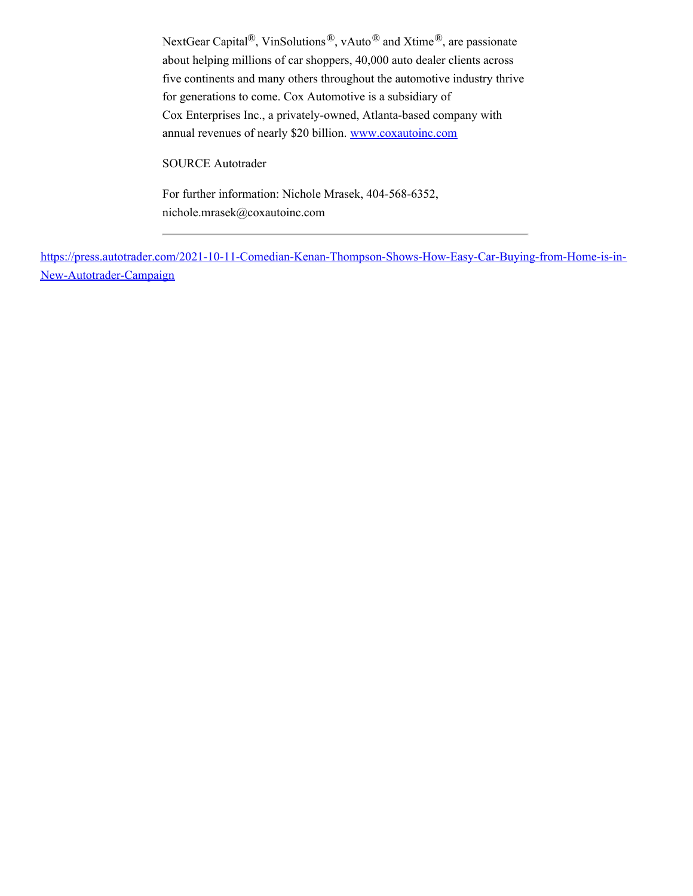NextGear Capital®, VinSolutions®, vAuto® and Xtime®, are passionate about helping millions of car shoppers, 40,000 auto dealer clients across five continents and many others throughout the automotive industry thrive for generations to come. Cox Automotive is a subsidiary of Cox Enterprises Inc., a privately-owned, Atlanta-based company with annual revenues of nearly $20 billion. [www.coxautoinc.com](http://www.coxautoinc.com)

SOURCE Autotrader

For further information: Nichole Mrasek, 404-568-6352, nichole.mrasek@coxautoinc.com

---

[https://press.autotrader.com/2021-10-11-Comedian-Kenan-Thompson-Shows-How-Easy-Car-Buying-from-Home-is-in-New-Autotrader-Campaign](https://press.autotrader.com/2021-10-11-Comedian-Kenan-Thompson-Shows-How-Easy-Car-Buying-from-Home-is-in-New-Autotrader-Campaign)